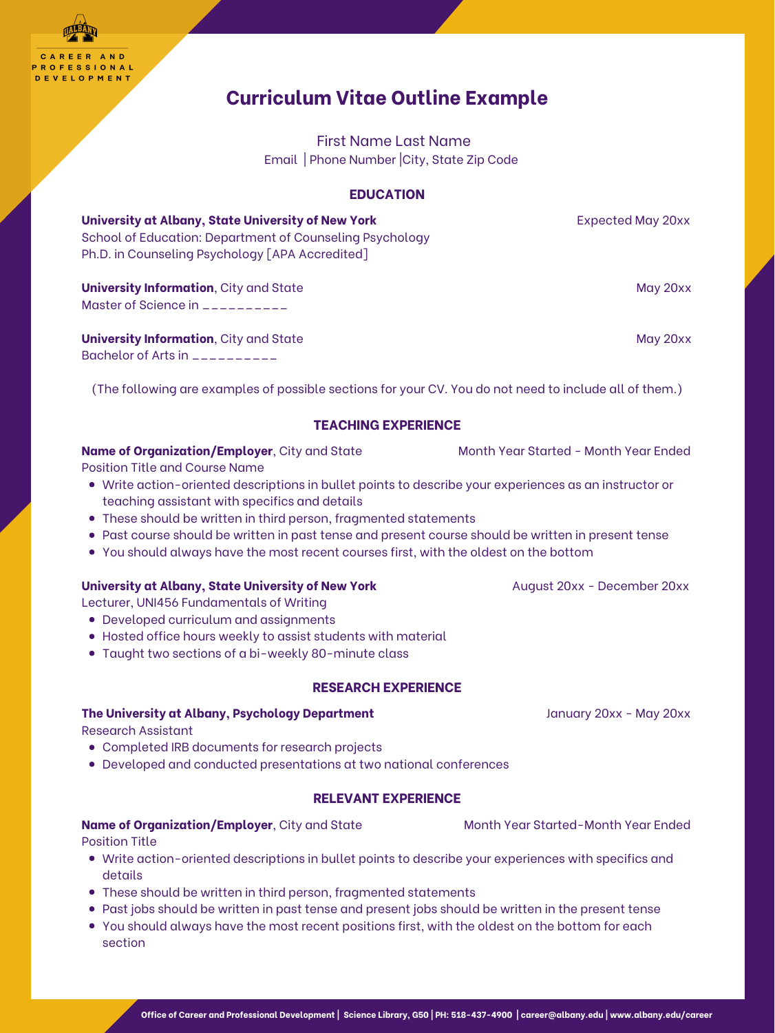CAREER AND PROFESSIONAL DEVELOPMENT

# Curriculum Vitae Outline Example

First Name Last Name
Email | Phone Number |City, State Zip Code

## EDUCATION

**University at Albany, State University of New York** Expected May 20xx
School of Education: Department of Counseling Psychology
Ph.D. in Counseling Psychology [APA Accredited]

**University Information**, City and State May 20xx
Master of Science in __________

**University Information**, City and State May 20xx
Bachelor of Arts in __________

(The following are examples of possible sections for your CV. You do not need to include all of them.)

## TEACHING EXPERIENCE

**Name of Organization/Employer**, City and State Month Year Started - Month Year Ended
Position Title and Course Name

- Write action-oriented descriptions in bullet points to describe your experiences as an instructor or teaching assistant with specifics and details
- These should be written in third person, fragmented statements
- Past course should be written in past tense and present course should be written in present tense
- You should always have the most recent courses first, with the oldest on the bottom

**University at Albany, State University of New York** August 20xx - December 20xx
Lecturer, UNI456 Fundamentals of Writing

- Developed curriculum and assignments
- Hosted office hours weekly to assist students with material
- Taught two sections of a bi-weekly 80-minute class

## RESEARCH EXPERIENCE

**The University at Albany, Psychology Department** January 20xx - May 20xx
Research Assistant

- Completed IRB documents for research projects
- Developed and conducted presentations at two national conferences

## RELEVANT EXPERIENCE

**Name of Organization/Employer**, City and State Month Year Started-Month Year Ended
Position Title

- Write action-oriented descriptions in bullet points to describe your experiences with specifics and details
- These should be written in third person, fragmented statements
- Past jobs should be written in past tense and present jobs should be written in the present tense
- You should always have the most recent positions first, with the oldest on the bottom for each section

**Office of Career and Professional Development | Science Library, G50 | PH: 518-437-4900 | career@albany.edu | www.albany.edu/career**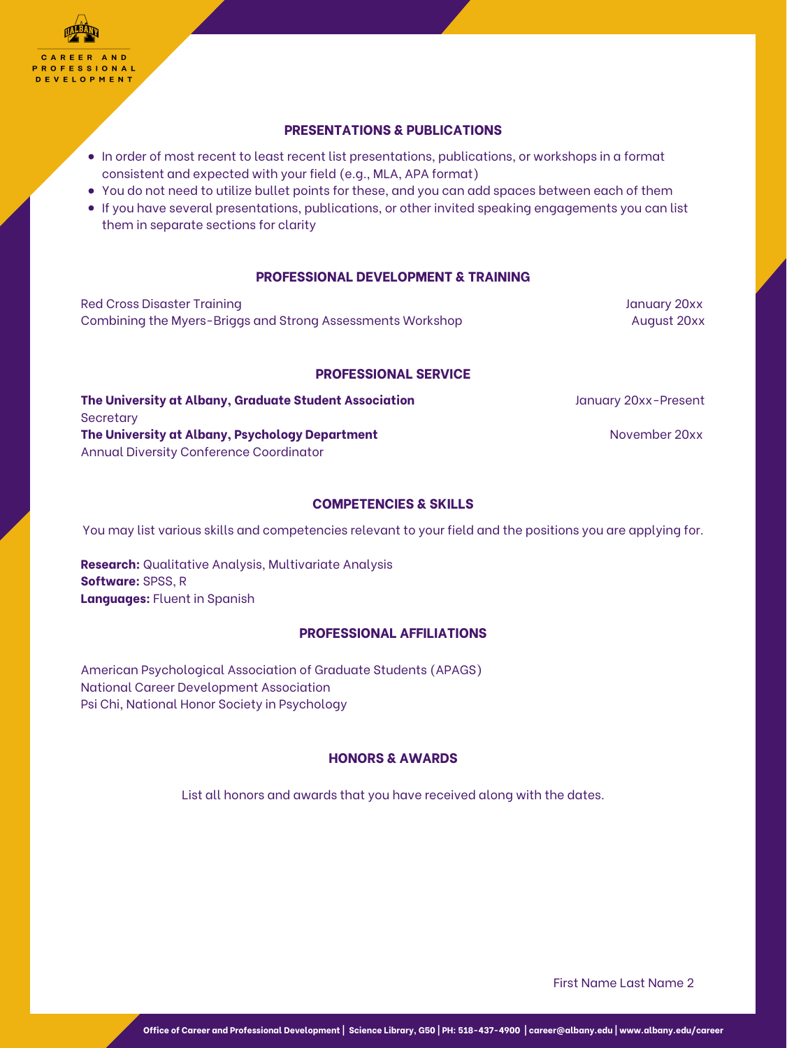## PRESENTATIONS & PUBLICATIONS

- In order of most recent to least recent list presentations, publications, or workshops in a format consistent and expected with your field (e.g., MLA, APA format)
- You do not need to utilize bullet points for these, and you can add spaces between each of them
- If you have several presentations, publications, or other invited speaking engagements you can list them in separate sections for clarity

## PROFESSIONAL DEVELOPMENT & TRAINING

Red Cross Disaster Training — January 20xx
Combining the Myers-Briggs and Strong Assessments Workshop — August 20xx

## PROFESSIONAL SERVICE

**The University at Albany, Graduate Student Association** — January 20xx-Present
Secretary

**The University at Albany, Psychology Department** — November 20xx
Annual Diversity Conference Coordinator

## COMPETENCIES & SKILLS

You may list various skills and competencies relevant to your field and the positions you are applying for.

**Research:** Qualitative Analysis, Multivariate Analysis
**Software:** SPSS, R
**Languages:** Fluent in Spanish

## PROFESSIONAL AFFILIATIONS

American Psychological Association of Graduate Students (APAGS)
National Career Development Association
Psi Chi, National Honor Society in Psychology

## HONORS & AWARDS

List all honors and awards that you have received along with the dates.